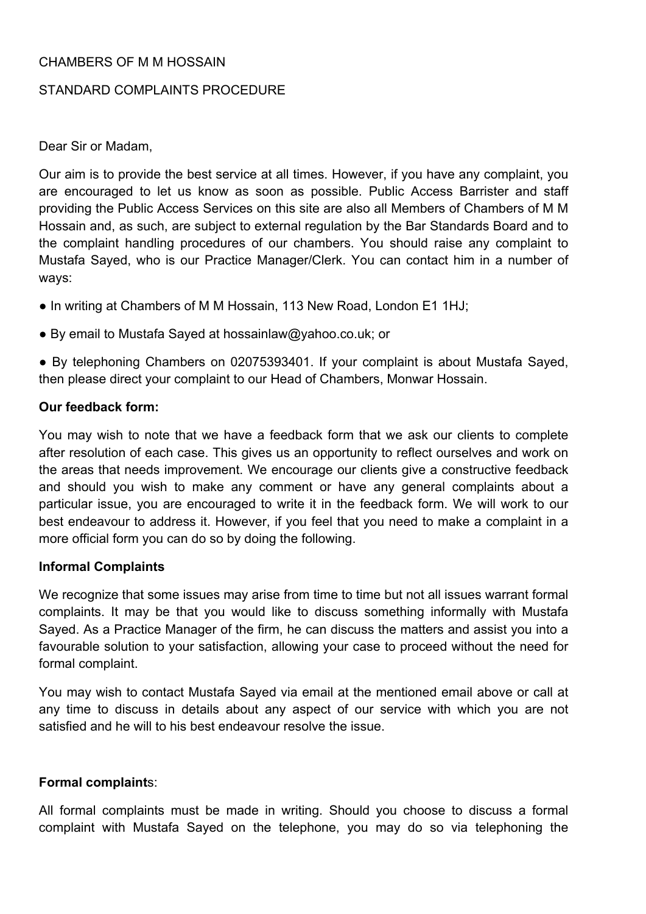CHAMBERS OF M M HOSSAIN

STANDARD COMPLAINTS PROCEDURE

Dear Sir or Madam,

Our aim is to provide the best service at all times. However, if you have any complaint, you are encouraged to let us know as soon as possible. Public Access Barrister and staff providing the Public Access Services on this site are also all Members of Chambers of M M Hossain and, as such, are subject to external regulation by the Bar Standards Board and to the complaint handling procedures of our chambers. You should raise any complaint to Mustafa Sayed, who is our Practice Manager/Clerk. You can contact him in a number of ways:

- In writing at Chambers of M M Hossain, 113 New Road, London E1 1HJ;
- By email to Mustafa Sayed at hossainlaw@yahoo.co.uk; or
- By telephoning Chambers on 02075393401. If your complaint is about Mustafa Sayed, then please direct your complaint to our Head of Chambers, Monwar Hossain.

**Our feedback form:**

You may wish to note that we have a feedback form that we ask our clients to complete after resolution of each case. This gives us an opportunity to reflect ourselves and work on the areas that needs improvement. We encourage our clients give a constructive feedback and should you wish to make any comment or have any general complaints about a particular issue, you are encouraged to write it in the feedback form. We will work to our best endeavour to address it. However, if you feel that you need to make a complaint in a more official form you can do so by doing the following.

**Informal Complaints**

We recognize that some issues may arise from time to time but not all issues warrant formal complaints. It may be that you would like to discuss something informally with Mustafa Sayed. As a Practice Manager of the firm, he can discuss the matters and assist you into a favourable solution to your satisfaction, allowing your case to proceed without the need for formal complaint.

You may wish to contact Mustafa Sayed via email at the mentioned email above or call at any time to discuss in details about any aspect of our service with which you are not satisfied and he will to his best endeavour resolve the issue.

**Formal complaints**:

All formal complaints must be made in writing. Should you choose to discuss a formal complaint with Mustafa Sayed on the telephone, you may do so via telephoning the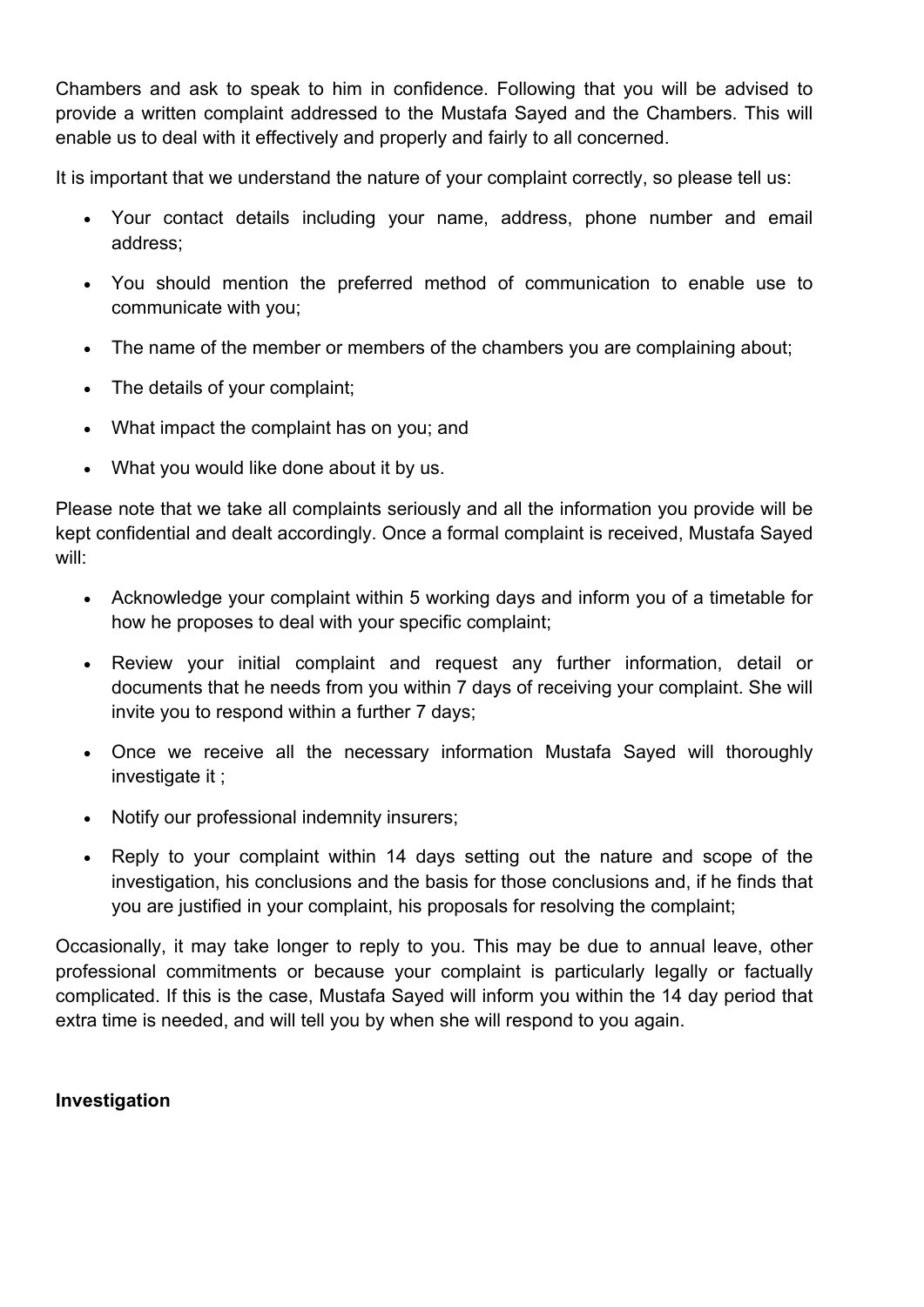Chambers and ask to speak to him in confidence. Following that you will be advised to provide a written complaint addressed to the Mustafa Sayed and the Chambers. This will enable us to deal with it effectively and properly and fairly to all concerned.

It is important that we understand the nature of your complaint correctly, so please tell us:

- Your contact details including your name, address, phone number and email address;
- You should mention the preferred method of communication to enable use to communicate with you;
- The name of the member or members of the chambers you are complaining about;
- The details of your complaint;
- What impact the complaint has on you; and
- What you would like done about it by us.

Please note that we take all complaints seriously and all the information you provide will be kept confidential and dealt accordingly. Once a formal complaint is received, Mustafa Sayed will:

- Acknowledge your complaint within 5 working days and inform you of a timetable for how he proposes to deal with your specific complaint;
- Review your initial complaint and request any further information, detail or documents that he needs from you within 7 days of receiving your complaint. She will invite you to respond within a further 7 days;
- Once we receive all the necessary information Mustafa Sayed will thoroughly investigate it ;
- Notify our professional indemnity insurers;
- Reply to your complaint within 14 days setting out the nature and scope of the investigation, his conclusions and the basis for those conclusions and, if he finds that you are justified in your complaint, his proposals for resolving the complaint;

Occasionally, it may take longer to reply to you. This may be due to annual leave, other professional commitments or because your complaint is particularly legally or factually complicated. If this is the case, Mustafa Sayed will inform you within the 14 day period that extra time is needed, and will tell you by when she will respond to you again.

**Investigation**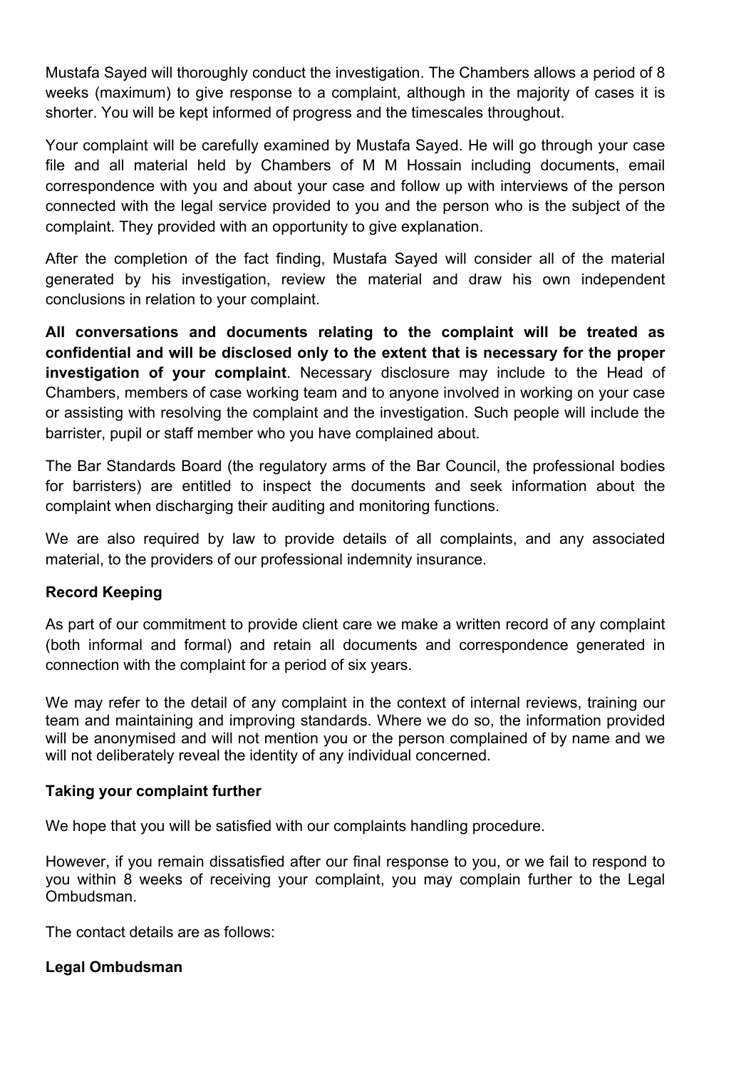Mustafa Sayed will thoroughly conduct the investigation. The Chambers allows a period of 8 weeks (maximum) to give response to a complaint, although in the majority of cases it is shorter. You will be kept informed of progress and the timescales throughout.

Your complaint will be carefully examined by Mustafa Sayed. He will go through your case file and all material held by Chambers of M M Hossain including documents, email correspondence with you and about your case and follow up with interviews of the person connected with the legal service provided to you and the person who is the subject of the complaint. They provided with an opportunity to give explanation.

After the completion of the fact finding, Mustafa Sayed will consider all of the material generated by his investigation, review the material and draw his own independent conclusions in relation to your complaint.

**All conversations and documents relating to the complaint will be treated as confidential and will be disclosed only to the extent that is necessary for the proper investigation of your complaint**. Necessary disclosure may include to the Head of Chambers, members of case working team and to anyone involved in working on your case or assisting with resolving the complaint and the investigation. Such people will include the barrister, pupil or staff member who you have complained about.

The Bar Standards Board (the regulatory arms of the Bar Council, the professional bodies for barristers) are entitled to inspect the documents and seek information about the complaint when discharging their auditing and monitoring functions.

We are also required by law to provide details of all complaints, and any associated material, to the providers of our professional indemnity insurance.

**Record Keeping**

As part of our commitment to provide client care we make a written record of any complaint (both informal and formal) and retain all documents and correspondence generated in connection with the complaint for a period of six years.

We may refer to the detail of any complaint in the context of internal reviews, training our team and maintaining and improving standards. Where we do so, the information provided will be anonymised and will not mention you or the person complained of by name and we will not deliberately reveal the identity of any individual concerned.

**Taking your complaint further**

We hope that you will be satisfied with our complaints handling procedure.

However, if you remain dissatisfied after our final response to you, or we fail to respond to you within 8 weeks of receiving your complaint, you may complain further to the Legal Ombudsman.

The contact details are as follows:

**Legal Ombudsman**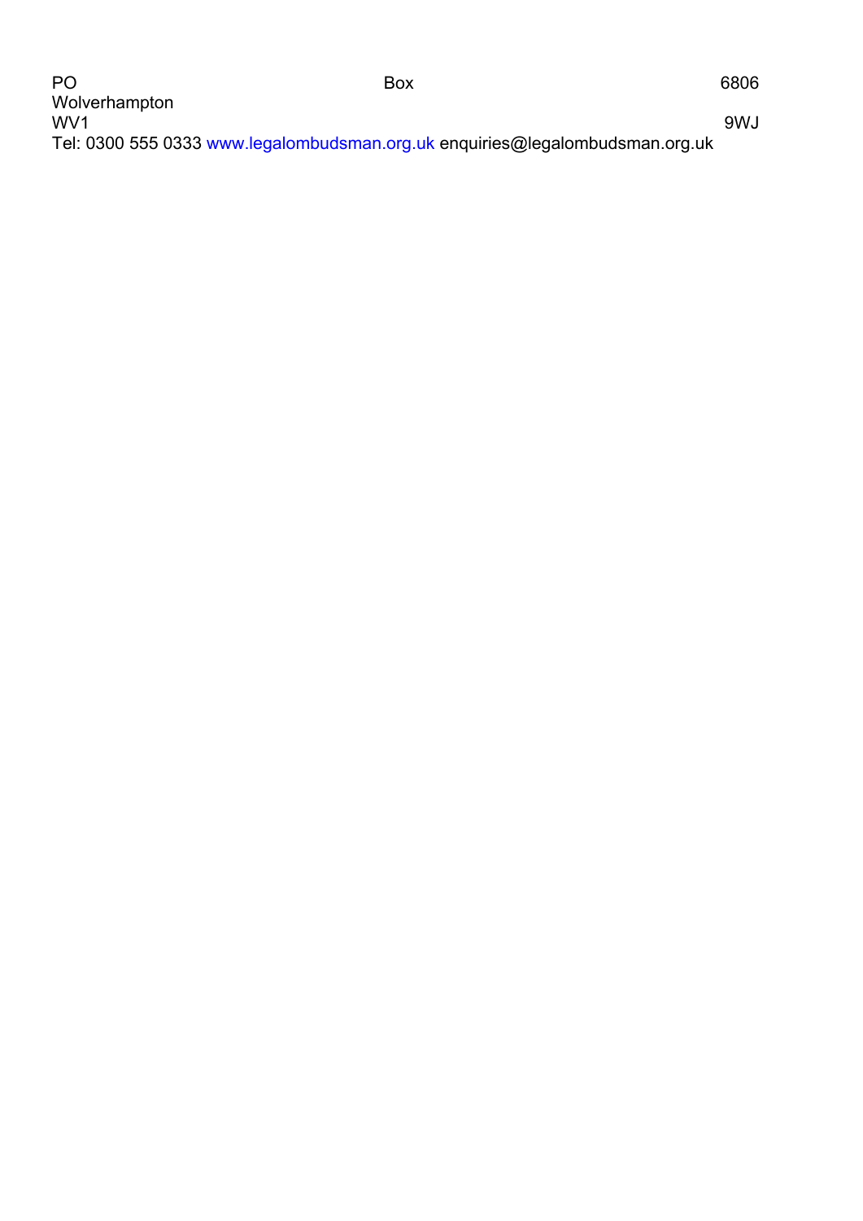PO Box 6806
Wolverhampton
WV1 9WJ
Tel: 0300 555 0333 www.legalombudsman.org.uk enquiries@legalombudsman.org.uk